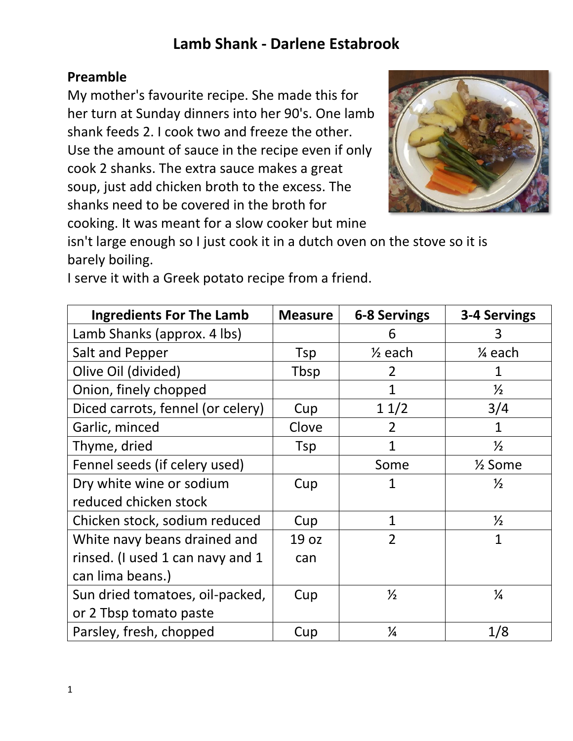# Lamb Shank - Darlene Estabrook

## Preamble

My mother's favourite recipe. She made this for her turn at Sunday dinners into her 90's. One lamb shank feeds 2. I cook two and freeze the other. Use the amount of sauce in the recipe even if only cook 2 shanks. The extra sauce makes a great soup, just add chicken broth to the excess. The shanks need to be covered in the broth for cooking. It was meant for a slow cooker but mine isn't large enough so I just cook it in a dutch oven on the stove so it is barely boiling.

I serve it with a Greek potato recipe from a friend.

| Ingredients For The Lamb | Measure | 6-8 Servings | 3-4 Servings |
|---|---|---|---|
| Lamb Shanks (approx. 4 lbs) | | 6 | 3 |
| Salt and Pepper | Tsp | ½ each | ¼ each |
| Olive Oil (divided) | Tbsp | 2 | 1 |
| Onion, finely chopped | | 1 | ½ |
| Diced carrots, fennel (or celery) | Cup | 1 1/2 | 3/4 |
| Garlic, minced | Clove | 2 | 1 |
| Thyme, dried | Tsp | 1 | ½ |
| Fennel seeds (if celery used) | | Some | ½ Some |
| Dry white wine or sodium reduced chicken stock | Cup | 1 | ½ |
| Chicken stock, sodium reduced | Cup | 1 | ½ |
| White navy beans drained and rinsed. (I used 1 can navy and 1 can lima beans.) | 19 oz can | 2 | 1 |
| Sun dried tomatoes, oil-packed, or 2 Tbsp tomato paste | Cup | ½ | ¼ |
| Parsley, fresh, chopped | Cup | ¼ | 1/8 |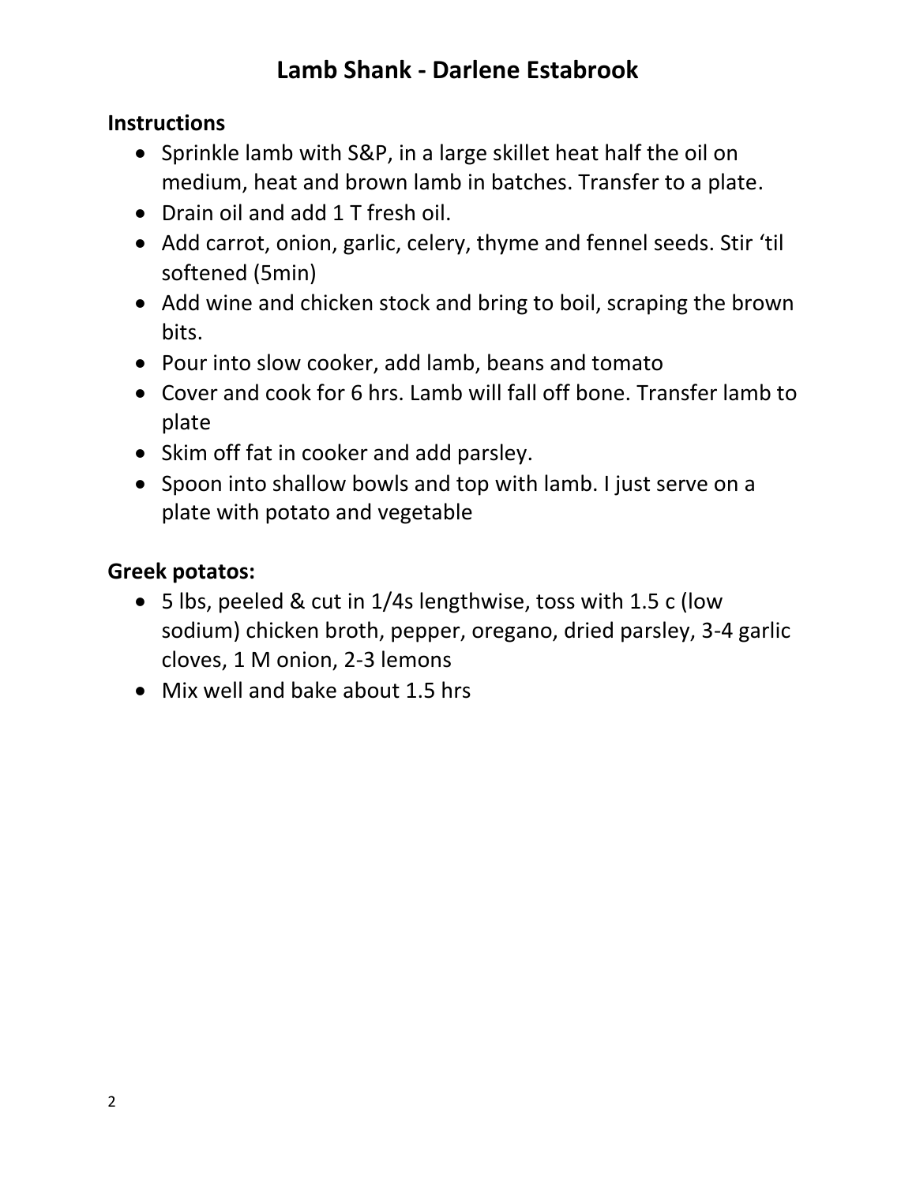# Lamb Shank - Darlene Estabrook

**Instructions**

- Sprinkle lamb with S&P, in a large skillet heat half the oil on medium, heat and brown lamb in batches. Transfer to a plate.
- Drain oil and add 1 T fresh oil.
- Add carrot, onion, garlic, celery, thyme and fennel seeds. Stir 'til softened (5min)
- Add wine and chicken stock and bring to boil, scraping the brown bits.
- Pour into slow cooker, add lamb, beans and tomato
- Cover and cook for 6 hrs. Lamb will fall off bone. Transfer lamb to plate
- Skim off fat in cooker and add parsley.
- Spoon into shallow bowls and top with lamb. I just serve on a plate with potato and vegetable

**Greek potatos:**

- 5 lbs, peeled & cut in 1/4s lengthwise, toss with 1.5 c (low sodium) chicken broth, pepper, oregano, dried parsley, 3-4 garlic cloves, 1 M onion, 2-3 lemons
- Mix well and bake about 1.5 hrs